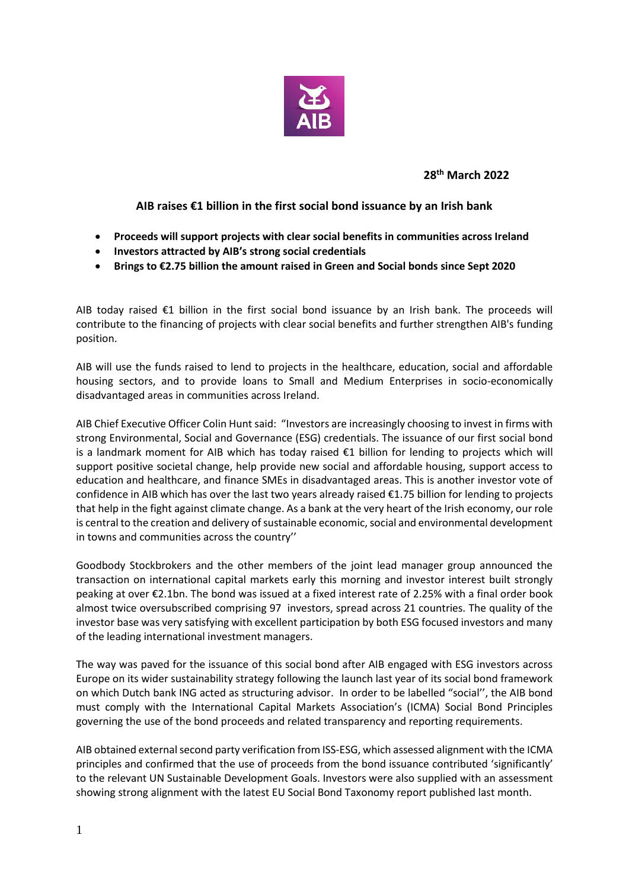**28th March 2022**

## AIB raises €1 billion in the first social bond issuance by an Irish bank

- **Proceeds will support projects with clear social benefits in communities across Ireland**
- **Investors attracted by AIB's strong social credentials**
- **Brings to €2.75 billion the amount raised in Green and Social bonds since Sept 2020**

AIB today raised €1 billion in the first social bond issuance by an Irish bank. The proceeds will contribute to the financing of projects with clear social benefits and further strengthen AIB's funding position.

AIB will use the funds raised to lend to projects in the healthcare, education, social and affordable housing sectors, and to provide loans to Small and Medium Enterprises in socio-economically disadvantaged areas in communities across Ireland.

AIB Chief Executive Officer Colin Hunt said: "Investors are increasingly choosing to invest in firms with strong Environmental, Social and Governance (ESG) credentials. The issuance of our first social bond is a landmark moment for AIB which has today raised €1 billion for lending to projects which will support positive societal change, help provide new social and affordable housing, support access to education and healthcare, and finance SMEs in disadvantaged areas. This is another investor vote of confidence in AIB which has over the last two years already raised €1.75 billion for lending to projects that help in the fight against climate change. As a bank at the very heart of the Irish economy, our role is central to the creation and delivery of sustainable economic, social and environmental development in towns and communities across the country''

Goodbody Stockbrokers and the other members of the joint lead manager group announced the transaction on international capital markets early this morning and investor interest built strongly peaking at over €2.1bn. The bond was issued at a fixed interest rate of 2.25% with a final order book almost twice oversubscribed comprising 97 investors, spread across 21 countries. The quality of the investor base was very satisfying with excellent participation by both ESG focused investors and many of the leading international investment managers.

The way was paved for the issuance of this social bond after AIB engaged with ESG investors across Europe on its wider sustainability strategy following the launch last year of its social bond framework on which Dutch bank ING acted as structuring advisor. In order to be labelled "social'', the AIB bond must comply with the International Capital Markets Association's (ICMA) Social Bond Principles governing the use of the bond proceeds and related transparency and reporting requirements.

AIB obtained external second party verification from ISS-ESG, which assessed alignment with the ICMA principles and confirmed that the use of proceeds from the bond issuance contributed 'significantly' to the relevant UN Sustainable Development Goals. Investors were also supplied with an assessment showing strong alignment with the latest EU Social Bond Taxonomy report published last month.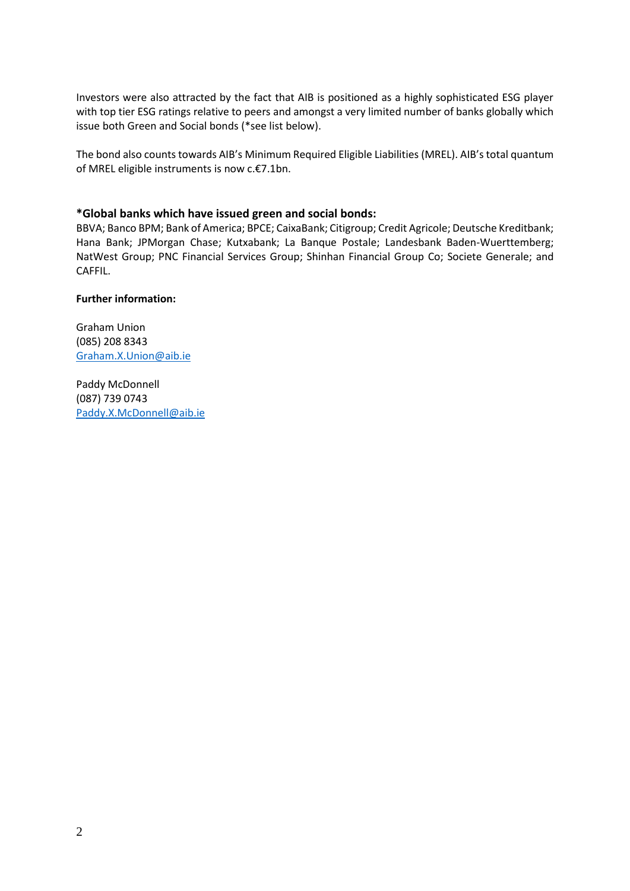Investors were also attracted by the fact that AIB is positioned as a highly sophisticated ESG player with top tier ESG ratings relative to peers and amongst a very limited number of banks globally which issue both Green and Social bonds (*see list below).

The bond also counts towards AIB's Minimum Required Eligible Liabilities (MREL). AIB's total quantum of MREL eligible instruments is now c.€7.1bn.

### *Global banks which have issued green and social bonds:

BBVA; Banco BPM; Bank of America; BPCE; CaixaBank; Citigroup; Credit Agricole; Deutsche Kreditbank; Hana Bank; JPMorgan Chase; Kutxabank; La Banque Postale; Landesbank Baden-Wuerttemberg; NatWest Group; PNC Financial Services Group; Shinhan Financial Group Co; Societe Generale; and CAFFIL.

**Further information:**

Graham Union
(085) 208 8343
Graham.X.Union@aib.ie

Paddy McDonnell
(087) 739 0743
Paddy.X.McDonnell@aib.ie